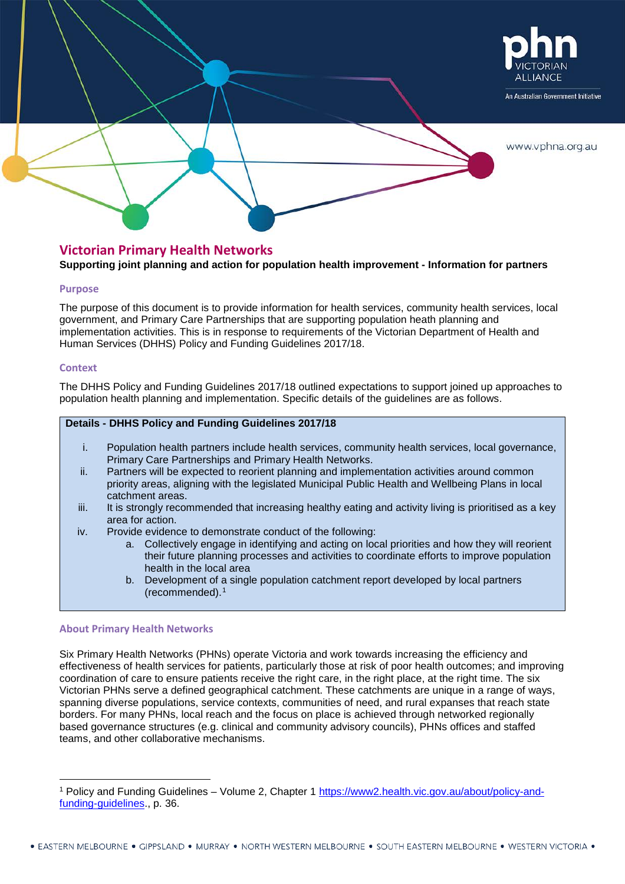# Victorian Primary Health Networks

**Supporting joint planning and action for population health improvement - Information for partners**

## Purpose

The purpose of this document is to provide information for health services, community health services, local government, and Primary Care Partnerships that are supporting population heath planning and implementation activities. This is in response to requirements of the Victorian Department of Health and Human Services (DHHS) Policy and Funding Guidelines 2017/18.

## Context

The DHHS Policy and Funding Guidelines 2017/18 outlined expectations to support joined up approaches to population health planning and implementation. Specific details of the guidelines are as follows.

**Details - DHHS Policy and Funding Guidelines 2017/18**

i. Population health partners include health services, community health services, local governance, Primary Care Partnerships and Primary Health Networks.
ii. Partners will be expected to reorient planning and implementation activities around common priority areas, aligning with the legislated Municipal Public Health and Wellbeing Plans in local catchment areas.
iii. It is strongly recommended that increasing healthy eating and activity living is prioritised as a key area for action.
iv. Provide evidence to demonstrate conduct of the following:
    a. Collectively engage in identifying and acting on local priorities and how they will reorient their future planning processes and activities to coordinate efforts to improve population health in the local area
    b. Development of a single population catchment report developed by local partners (recommended).[1]

## About Primary Health Networks

Six Primary Health Networks (PHNs) operate Victoria and work towards increasing the efficiency and effectiveness of health services for patients, particularly those at risk of poor health outcomes; and improving coordination of care to ensure patients receive the right care, in the right place, at the right time. The six Victorian PHNs serve a defined geographical catchment. These catchments are unique in a range of ways, spanning diverse populations, service contexts, communities of need, and rural expanses that reach state borders. For many PHNs, local reach and the focus on place is achieved through networked regionally based governance structures (e.g. clinical and community advisory councils), PHNs offices and staffed teams, and other collaborative mechanisms.

---

[1] Policy and Funding Guidelines – Volume 2, Chapter 1 https://www2.health.vic.gov.au/about/policy-and-funding-guidelines., p. 36.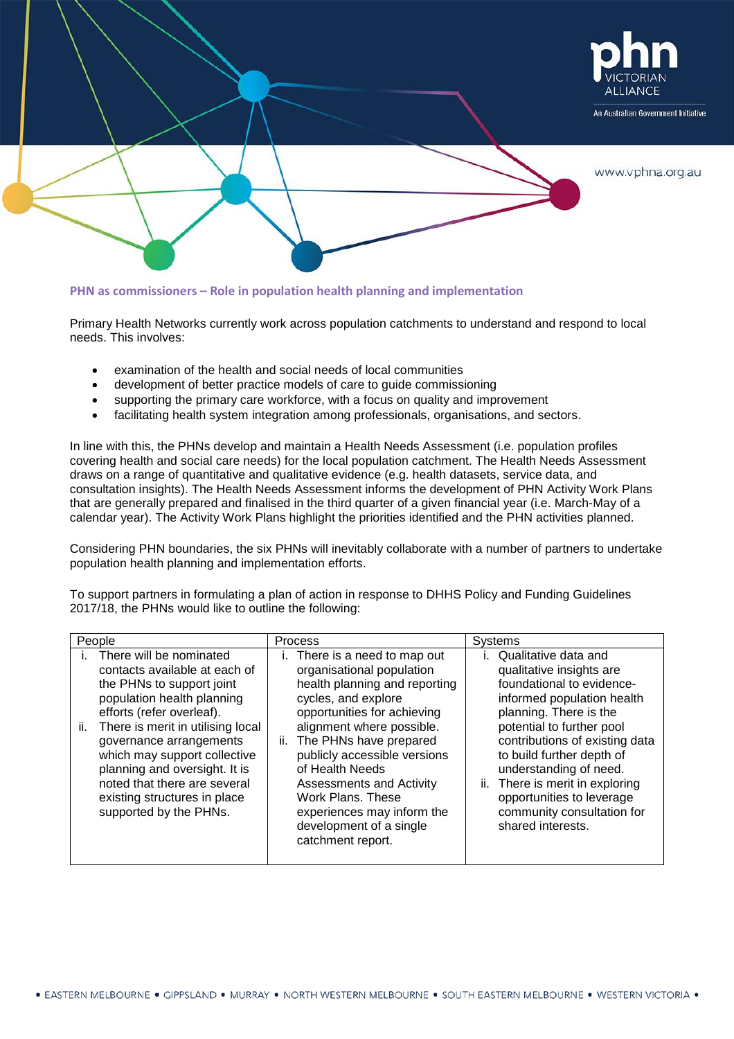## PHN as commissioners – Role in population health planning and implementation

Primary Health Networks currently work across population catchments to understand and respond to local needs. This involves:

- examination of the health and social needs of local communities
- development of better practice models of care to guide commissioning
- supporting the primary care workforce, with a focus on quality and improvement
- facilitating health system integration among professionals, organisations, and sectors.

In line with this, the PHNs develop and maintain a Health Needs Assessment (i.e. population profiles covering health and social care needs) for the local population catchment. The Health Needs Assessment draws on a range of quantitative and qualitative evidence (e.g. health datasets, service data, and consultation insights). The Health Needs Assessment informs the development of PHN Activity Work Plans that are generally prepared and finalised in the third quarter of a given financial year (i.e. March-May of a calendar year). The Activity Work Plans highlight the priorities identified and the PHN activities planned.

Considering PHN boundaries, the six PHNs will inevitably collaborate with a number of partners to undertake population health planning and implementation efforts.

To support partners in formulating a plan of action in response to DHHS Policy and Funding Guidelines 2017/18, the PHNs would like to outline the following:

| People | Process | Systems |
| --- | --- | --- |
| i. There will be nominated contacts available at each of the PHNs to support joint population health planning efforts (refer overleaf).<br>ii. There is merit in utilising local governance arrangements which may support collective planning and oversight. It is noted that there are several existing structures in place supported by the PHNs. | i. There is a need to map out organisational population health planning and reporting cycles, and explore opportunities for achieving alignment where possible.<br>ii. The PHNs have prepared publicly accessible versions of Health Needs Assessments and Activity Work Plans. These experiences may inform the development of a single catchment report. | i. Qualitative data and qualitative insights are foundational to evidence-informed population health planning. There is the potential to further pool contributions of existing data to build further depth of understanding of need.<br>ii. There is merit in exploring opportunities to leverage community consultation for shared interests. |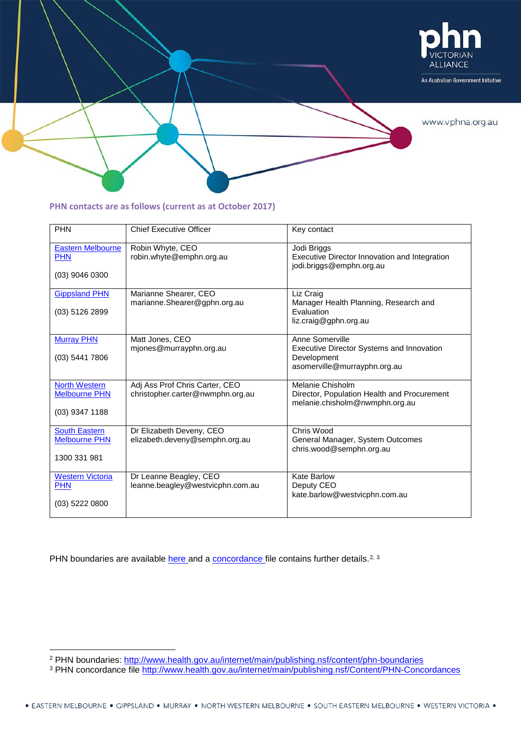PHN contacts are as follows (current as at October 2017)

| PHN | Chief Executive Officer | Key contact |
|---|---|---|
| Eastern Melbourne PHN<br><br>(03) 9046 0300 | Robin Whyte, CEO<br>robin.whyte@emphn.org.au | Jodi Briggs<br>Executive Director Innovation and Integration<br>jodi.briggs@emphn.org.au |
| Gippsland PHN<br><br>(03) 5126 2899 | Marianne Shearer, CEO<br>marianne.Shearer@gphn.org.au | Liz Craig<br>Manager Health Planning, Research and Evaluation<br>liz.craig@gphn.org.au |
| Murray PHN<br><br>(03) 5441 7806 | Matt Jones, CEO<br>mjones@murrayphn.org.au | Anne Somerville<br>Executive Director Systems and Innovation Development<br>asomerville@murrayphn.org.au |
| North Western Melbourne PHN<br><br>(03) 9347 1188 | Adj Ass Prof Chris Carter, CEO<br>christopher.carter@nwmphn.org.au | Melanie Chisholm<br>Director, Population Health and Procurement<br>melanie.chisholm@nwmphn.org.au |
| South Eastern Melbourne PHN<br><br>1300 331 981 | Dr Elizabeth Deveny, CEO<br>elizabeth.deveny@semphn.org.au | Chris Wood<br>General Manager, System Outcomes<br>chris.wood@semphn.org.au |
| Western Victoria PHN<br><br>(03) 5222 0800 | Dr Leanne Beagley, CEO<br>leanne.beagley@westvicphn.com.au | Kate Barlow<br>Deputy CEO<br>kate.barlow@westvicphn.com.au |

PHN boundaries are available here and a concordance file contains further details.[2, 3]

[2] PHN boundaries: http://www.health.gov.au/internet/main/publishing.nsf/content/phn-boundaries

[3] PHN concordance file http://www.health.gov.au/internet/main/publishing.nsf/Content/PHN-Concordances